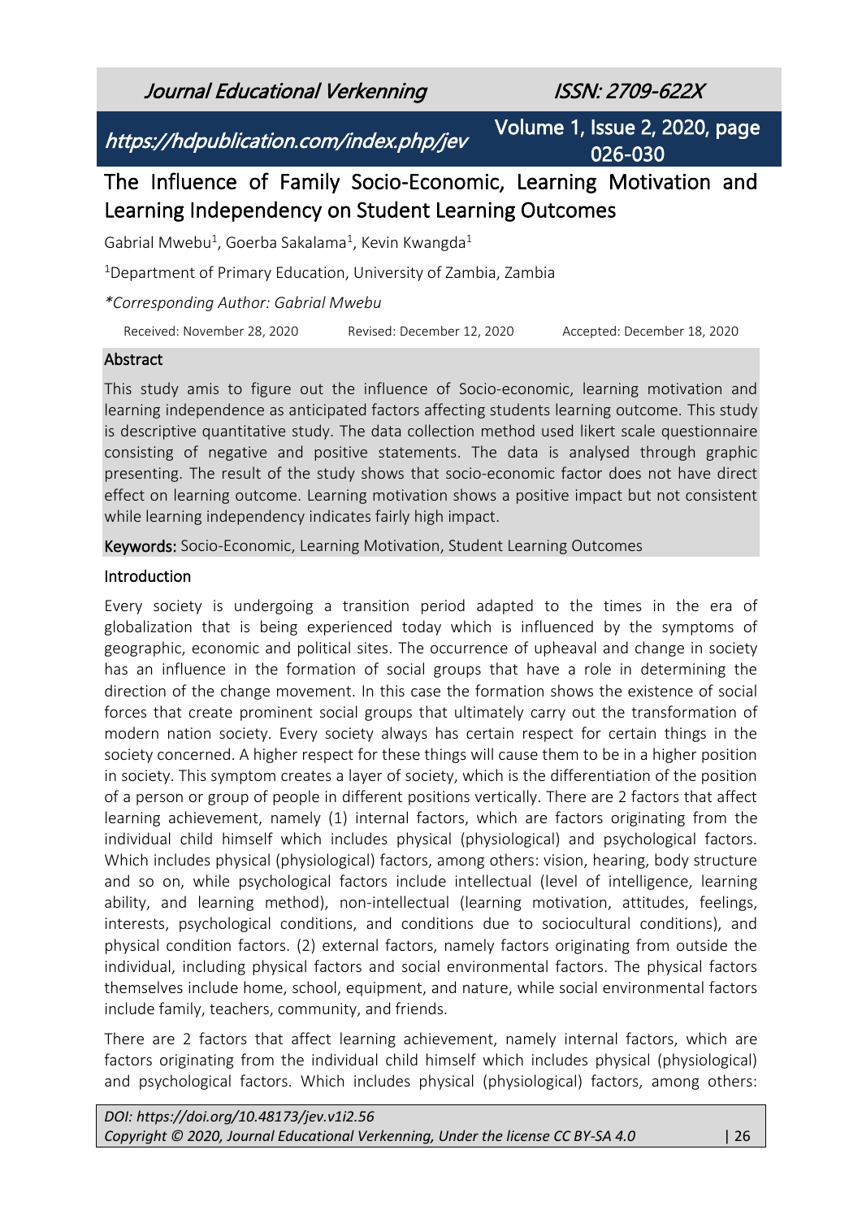# The Influence of Family Socio-Economic, Learning Motivation and Learning Independency on Student Learning Outcomes

Gabrial Mwebu[1], Goerba Sakalama[1], Kevin Kwangda[1]

[1]Department of Primary Education, University of Zambia, Zambia

*\*Corresponding Author: Gabrial Mwebu*

Received: November 28, 2020 Revised: December 12, 2020 Accepted: December 18, 2020

## Abstract

This study amis to figure out the influence of Socio-economic, learning motivation and learning independence as anticipated factors affecting students learning outcome. This study is descriptive quantitative study. The data collection method used likert scale questionnaire consisting of negative and positive statements. The data is analysed through graphic presenting. The result of the study shows that socio-economic factor does not have direct effect on learning outcome. Learning motivation shows a positive impact but not consistent while learning independency indicates fairly high impact.

**Keywords:** Socio-Economic, Learning Motivation, Student Learning Outcomes

## Introduction

Every society is undergoing a transition period adapted to the times in the era of globalization that is being experienced today which is influenced by the symptoms of geographic, economic and political sites. The occurrence of upheaval and change in society has an influence in the formation of social groups that have a role in determining the direction of the change movement. In this case the formation shows the existence of social forces that create prominent social groups that ultimately carry out the transformation of modern nation society. Every society always has certain respect for certain things in the society concerned. A higher respect for these things will cause them to be in a higher position in society. This symptom creates a layer of society, which is the differentiation of the position of a person or group of people in different positions vertically. There are 2 factors that affect learning achievement, namely (1) internal factors, which are factors originating from the individual child himself which includes physical (physiological) and psychological factors. Which includes physical (physiological) factors, among others: vision, hearing, body structure and so on, while psychological factors include intellectual (level of intelligence, learning ability, and learning method), non-intellectual (learning motivation, attitudes, feelings, interests, psychological conditions, and conditions due to sociocultural conditions), and physical condition factors. (2) external factors, namely factors originating from outside the individual, including physical factors and social environmental factors. The physical factors themselves include home, school, equipment, and nature, while social environmental factors include family, teachers, community, and friends.

There are 2 factors that affect learning achievement, namely internal factors, which are factors originating from the individual child himself which includes physical (physiological) and psychological factors. Which includes physical (physiological) factors, among others:

*DOI: https://doi.org/10.48173/jev.v1i2.56*
*Copyright © 2020, Journal Educational Verkenning, Under the license CC BY-SA 4.0*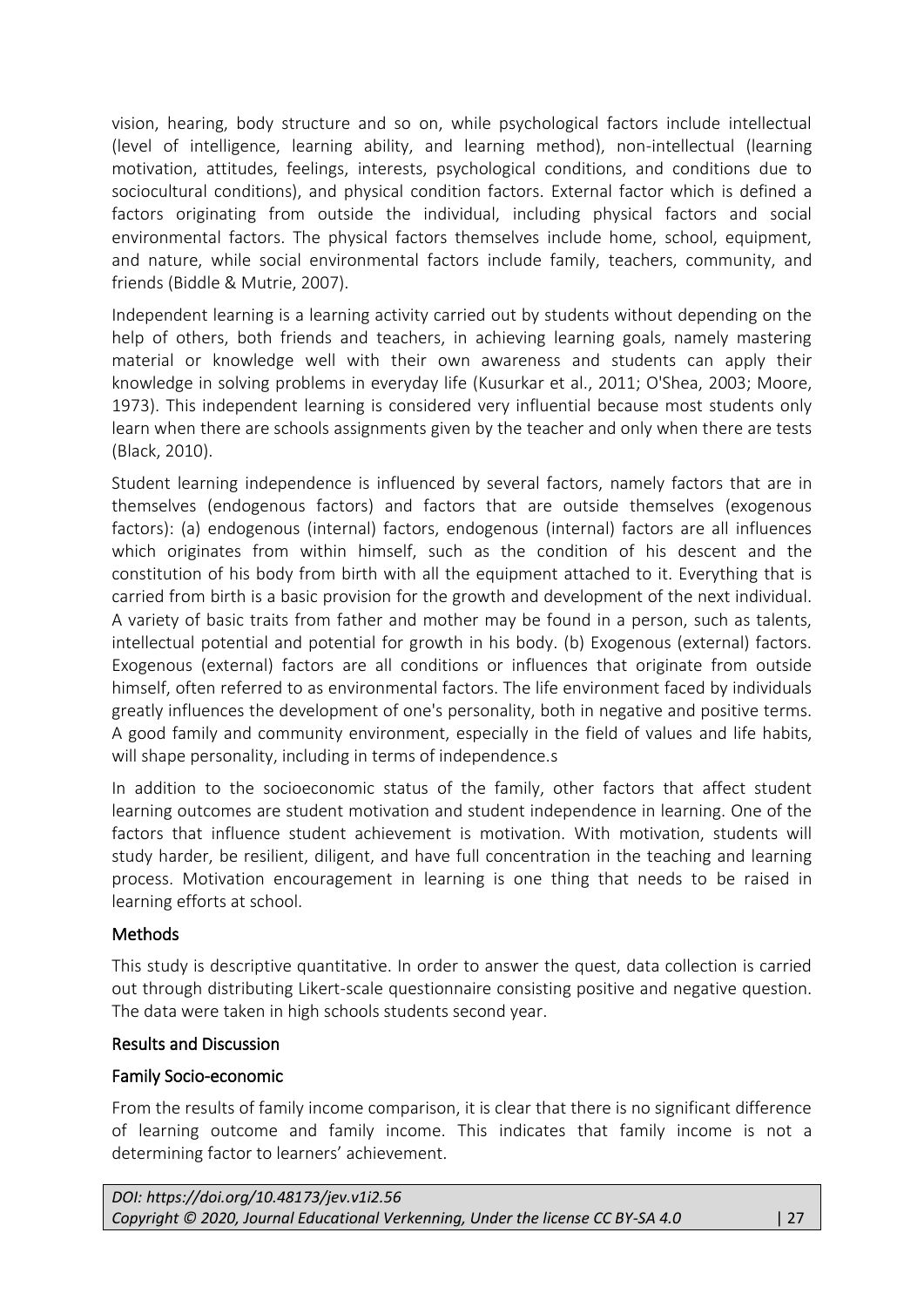vision, hearing, body structure and so on, while psychological factors include intellectual (level of intelligence, learning ability, and learning method), non-intellectual (learning motivation, attitudes, feelings, interests, psychological conditions, and conditions due to sociocultural conditions), and physical condition factors. External factor which is defined a factors originating from outside the individual, including physical factors and social environmental factors. The physical factors themselves include home, school, equipment, and nature, while social environmental factors include family, teachers, community, and friends (Biddle & Mutrie, 2007).

Independent learning is a learning activity carried out by students without depending on the help of others, both friends and teachers, in achieving learning goals, namely mastering material or knowledge well with their own awareness and students can apply their knowledge in solving problems in everyday life (Kusurkar et al., 2011; O'Shea, 2003; Moore, 1973). This independent learning is considered very influential because most students only learn when there are schools assignments given by the teacher and only when there are tests (Black, 2010).

Student learning independence is influenced by several factors, namely factors that are in themselves (endogenous factors) and factors that are outside themselves (exogenous factors): (a) endogenous (internal) factors, endogenous (internal) factors are all influences which originates from within himself, such as the condition of his descent and the constitution of his body from birth with all the equipment attached to it. Everything that is carried from birth is a basic provision for the growth and development of the next individual. A variety of basic traits from father and mother may be found in a person, such as talents, intellectual potential and potential for growth in his body. (b) Exogenous (external) factors. Exogenous (external) factors are all conditions or influences that originate from outside himself, often referred to as environmental factors. The life environment faced by individuals greatly influences the development of one's personality, both in negative and positive terms. A good family and community environment, especially in the field of values and life habits, will shape personality, including in terms of independence.s

In addition to the socioeconomic status of the family, other factors that affect student learning outcomes are student motivation and student independence in learning. One of the factors that influence student achievement is motivation. With motivation, students will study harder, be resilient, diligent, and have full concentration in the teaching and learning process. Motivation encouragement in learning is one thing that needs to be raised in learning efforts at school.

## Methods

This study is descriptive quantitative. In order to answer the quest, data collection is carried out through distributing Likert-scale questionnaire consisting positive and negative question. The data were taken in high schools students second year.

## Results and Discussion

### Family Socio-economic

From the results of family income comparison, it is clear that there is no significant difference of learning outcome and family income. This indicates that family income is not a determining factor to learners' achievement.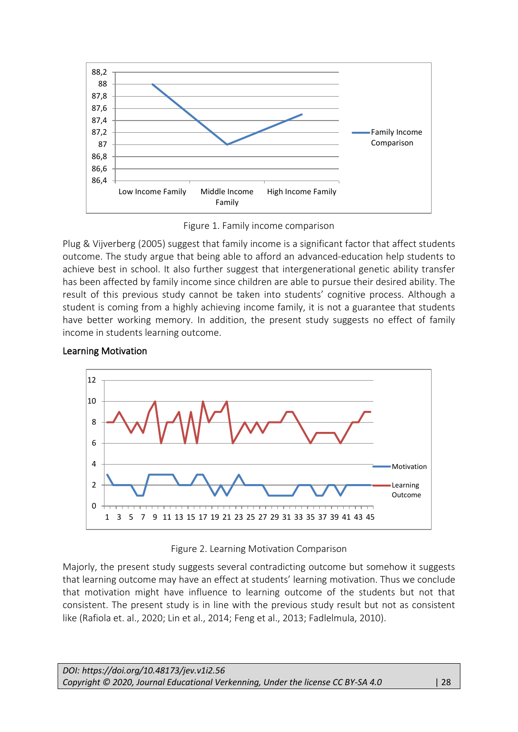88,2
88
87,8
87,6
87,4
87,2
87
86,8
86,6
86,4

Low Income Family
Middle Income Family
High Income Family

Family Income Comparison

Figure 1. Family income comparison

Plug & Vijverberg (2005) suggest that family income is a significant factor that affect students outcome. The study argue that being able to afford an advanced-education help students to achieve best in school. It also further suggest that intergenerational genetic ability transfer has been affected by family income since children are able to pursue their desired ability. The result of this previous study cannot be taken into students' cognitive process. Although a student is coming from a highly achieving income family, it is not a guarantee that students have better working memory. In addition, the present study suggests no effect of family income in students learning outcome.

## Learning Motivation

12
10
8
6
4
2
0

1 3 5 7 9 11 13 15 17 19 21 23 25 27 29 31 33 35 37 39 41 43 45

Motivation
Learning Outcome

Figure 2. Learning Motivation Comparison

Majorly, the present study suggests several contradicting outcome but somehow it suggests that learning outcome may have an effect at students' learning motivation. Thus we conclude that motivation might have influence to learning outcome of the students but not that consistent. The present study is in line with the previous study result but not as consistent like (Rafiola et. al., 2020; Lin et al., 2014; Feng et al., 2013; Fadlelmula, 2010).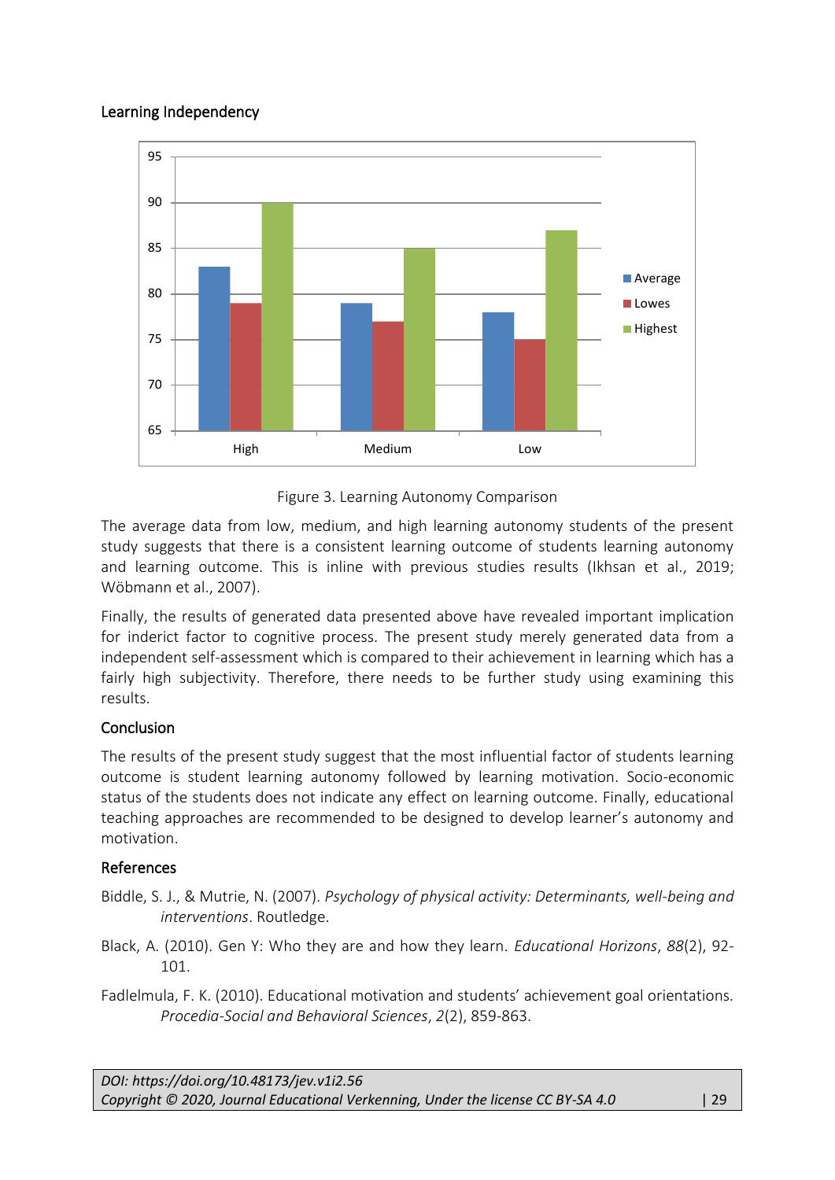### Learning Independency

95
90
85
80
75
70
65

High
Medium
Low

Average
Lowes
Highest

Figure 3. Learning Autonomy Comparison

The average data from low, medium, and high learning autonomy students of the present study suggests that there is a consistent learning outcome of students learning autonomy and learning outcome. This is inline with previous studies results (Ikhsan et al., 2019; Wöbmann et al., 2007).

Finally, the results of generated data presented above have revealed important implication for inderict factor to cognitive process. The present study merely generated data from a independent self-assessment which is compared to their achievement in learning which has a fairly high subjectivity. Therefore, there needs to be further study using examining this results.

## Conclusion

The results of the present study suggest that the most influential factor of students learning outcome is student learning autonomy followed by learning motivation. Socio-economic status of the students does not indicate any effect on learning outcome. Finally, educational teaching approaches are recommended to be designed to develop learner's autonomy and motivation.

## References

Biddle, S. J., & Mutrie, N. (2007). *Psychology of physical activity: Determinants, well-being and interventions*. Routledge.

Black, A. (2010). Gen Y: Who they are and how they learn. *Educational Horizons*, *88*(2), 92-101.

Fadlelmula, F. K. (2010). Educational motivation and students' achievement goal orientations. *Procedia-Social and Behavioral Sciences*, *2*(2), 859-863.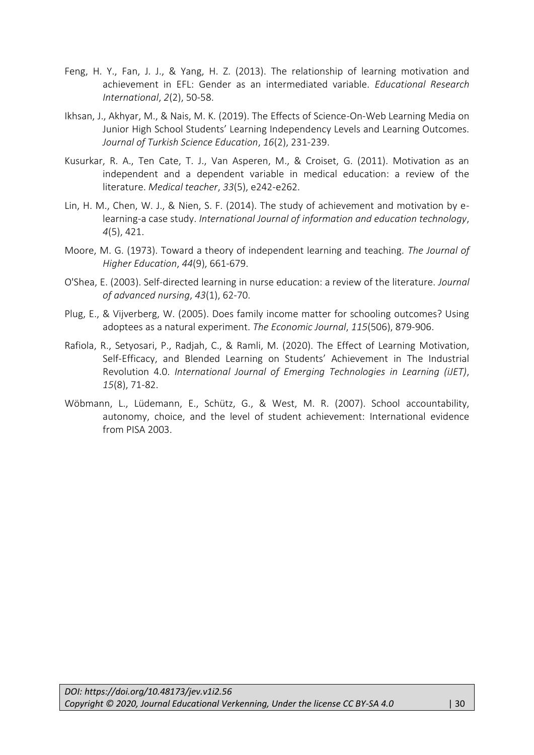Feng, H. Y., Fan, J. J., & Yang, H. Z. (2013). The relationship of learning motivation and achievement in EFL: Gender as an intermediated variable. *Educational Research International*, *2*(2), 50-58.

Ikhsan, J., Akhyar, M., & Nais, M. K. (2019). The Effects of Science-On-Web Learning Media on Junior High School Students' Learning Independency Levels and Learning Outcomes. *Journal of Turkish Science Education*, *16*(2), 231-239.

Kusurkar, R. A., Ten Cate, T. J., Van Asperen, M., & Croiset, G. (2011). Motivation as an independent and a dependent variable in medical education: a review of the literature. *Medical teacher*, *33*(5), e242-e262.

Lin, H. M., Chen, W. J., & Nien, S. F. (2014). The study of achievement and motivation by e-learning-a case study. *International Journal of information and education technology*, *4*(5), 421.

Moore, M. G. (1973). Toward a theory of independent learning and teaching. *The Journal of Higher Education*, *44*(9), 661-679.

O'Shea, E. (2003). Self-directed learning in nurse education: a review of the literature. *Journal of advanced nursing*, *43*(1), 62-70.

Plug, E., & Vijverberg, W. (2005). Does family income matter for schooling outcomes? Using adoptees as a natural experiment. *The Economic Journal*, *115*(506), 879-906.

Rafiola, R., Setyosari, P., Radjah, C., & Ramli, M. (2020). The Effect of Learning Motivation, Self-Efficacy, and Blended Learning on Students' Achievement in The Industrial Revolution 4.0. *International Journal of Emerging Technologies in Learning (iJET)*, *15*(8), 71-82.

Wöbmann, L., Lüdemann, E., Schütz, G., & West, M. R. (2007). School accountability, autonomy, choice, and the level of student achievement: International evidence from PISA 2003.